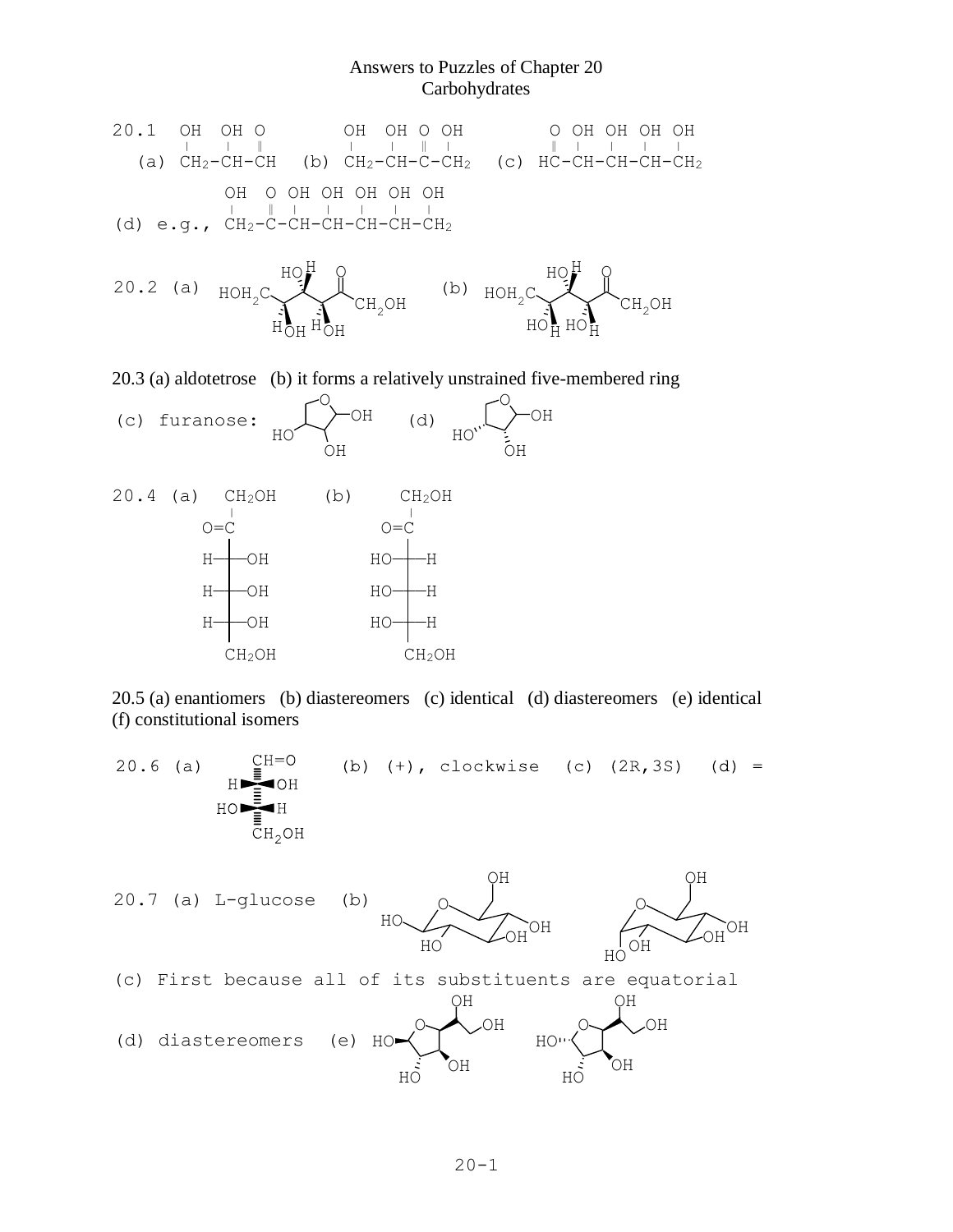# Answers to Puzzles of Chapter 20
## Carbohydrates

20.1 (a) $CH_2(OH)-CH(OH)-CH=O$ (b) $CH_2(OH)-CH(OH)-C(=O)-CH_2(OH)$ (c) $HC(=O)-CH(OH)-CH(OH)-CH(OH)-CH_2(OH)$

(d) e.g., $CH_2(OH)-C(=O)-CH(OH)-CH(OH)-CH(OH)-CH(OH)-CH_2(OH)$

20.2 (a) (b)

20.3 (a) aldotetrose (b) it forms a relatively unstrained five-membered ring

(c) furanose: (d)

20.4 (a) (b)

20.5 (a) enantiomers (b) diastereomers (c) identical (d) diastereomers (e) identical (f) constitutional isomers

20.6 (a) (b) (+), clockwise (c) (2R,3S) (d) =

20.7 (a) L-glucose (b)

(c) First because all of its substituents are equatorial

(d) diastereomers (e)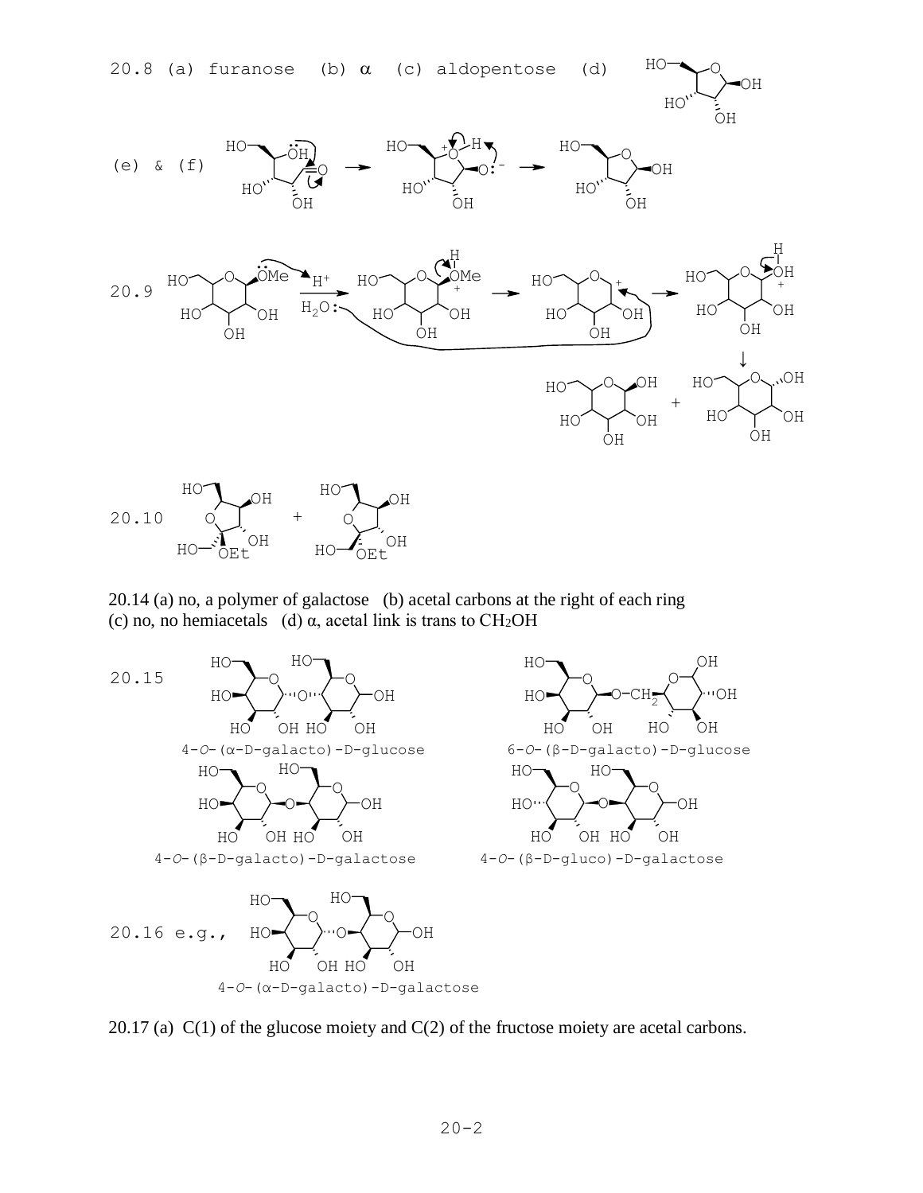20.8 (a) furanose (b) $\alpha$ (c) aldopentose (d)

(e) & (f)

20.9 $H^+$, $H_2O$

20.10

20.14 (a) no, a polymer of galactose (b) acetal carbons at the right of each ring
(c) no, no hemiacetals (d) $\alpha$, acetal link is trans to $CH_2OH$

20.15

4-*O*-($\alpha$-D-galacto)-D-glucose

6-*O*-($\beta$-D-galacto)-D-glucose

4-*O*-($\beta$-D-galacto)-D-galactose

4-*O*-($\beta$-D-gluco)-D-galactose

20.16 e.g.,

4-*O*-($\alpha$-D-galacto)-D-galactose

20.17 (a) C(1) of the glucose moiety and C(2) of the fructose moiety are acetal carbons.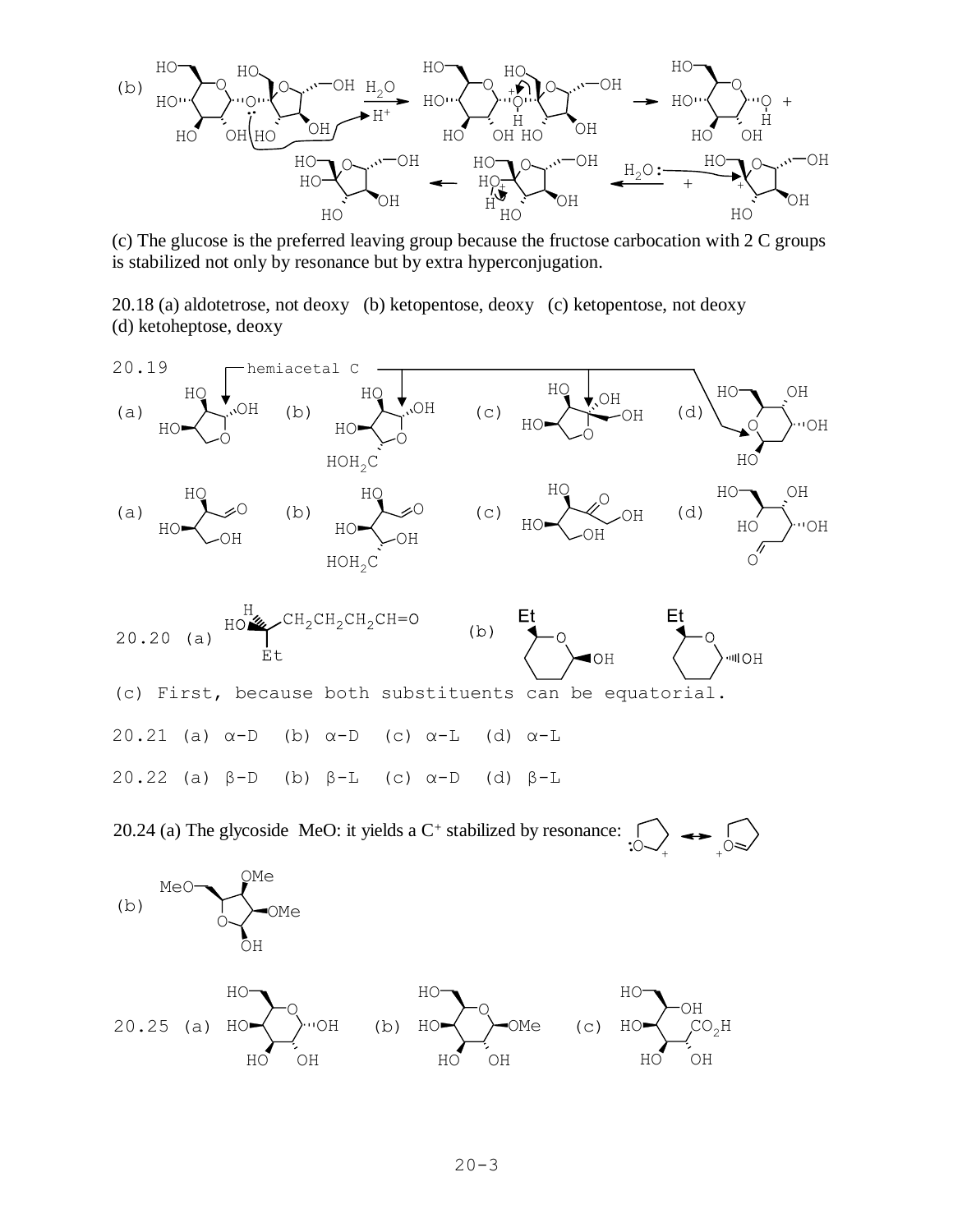(b)

$H_2O$ / $H^+$

$H_2O$:

(c) The glucose is the preferred leaving group because the fructose carbocation with 2 C groups is stabilized not only by resonance but by extra hyperconjugation.

20.18 (a) aldotetrose, not deoxy (b) ketopentose, deoxy (c) ketopentose, not deoxy (d) ketoheptose, deoxy

20.19 hemiacetal C

(a) (b) (c) (d)

(a) (b) (c) (d)

20.20 (a) HO–CH(Et)–$CH_2CH_2CH_2CH{=}O$ (b)

(c) First, because both substituents can be equatorial.

20.21 (a) α-D (b) α-D (c) α-L (d) α-L

20.22 (a) β-D (b) β-L (c) α-D (d) β-L

20.24 (a) The glycoside MeO: it yields a $C^+$ stabilized by resonance:

(b)

20.25 (a) (b) (c)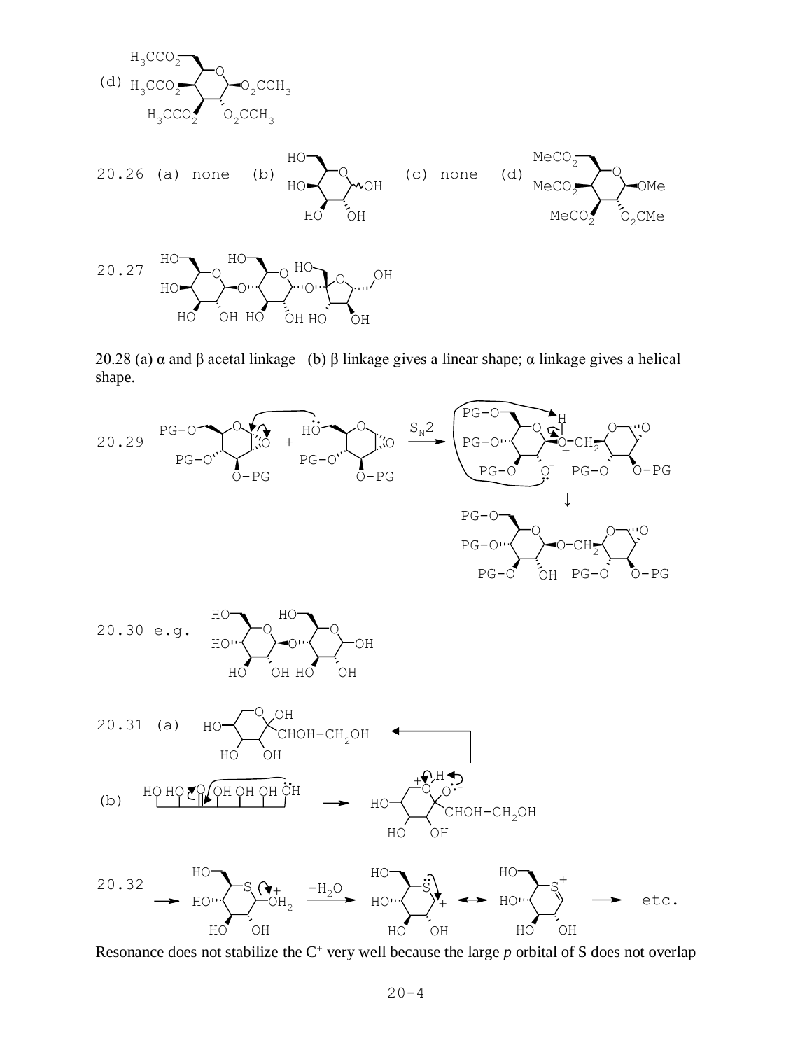(d) [structure: pentaacetyl sugar with $H_3CCO_2$ groups and $O_2CCH_3$ groups]

20.26 (a) none (b) [structure] (c) none (d) [structure]

20.27 [structure]

20.28 (a) α and β acetal linkage (b) β linkage gives a linear shape; α linkage gives a helical shape.

20.29 [reaction scheme: $S_N2$]

20.30 e.g. [structure]

20.31 (a) [structure]

(b) [reaction scheme]

20.32 [reaction scheme: $-H_2O$ ... etc.]

Resonance does not stabilize the $C^+$ very well because the large *p* orbital of S does not overlap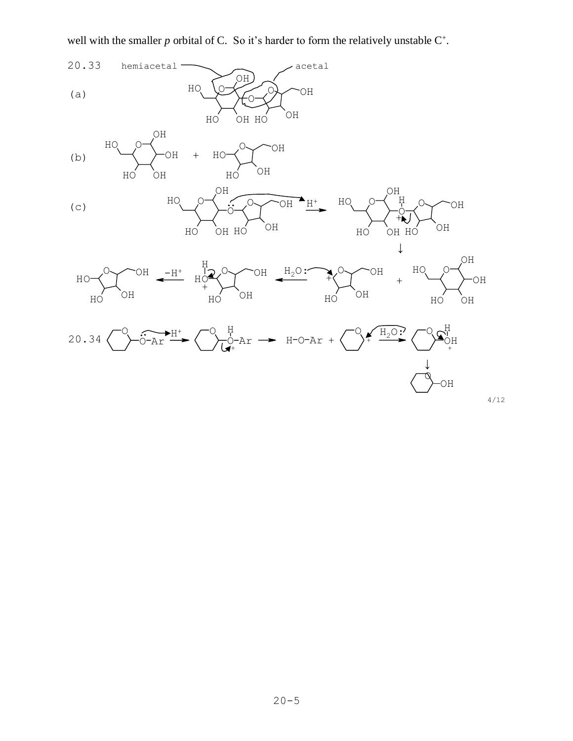well with the smaller *p* orbital of C. So it's harder to form the relatively unstable $C^+$.

20.33

(a)

hemiacetal

acetal

(b)

(c)

$H^+$

$H_2O$:

$-H^+$

20.34

$H^+$

$H-O-Ar$ +

$H_2O$: